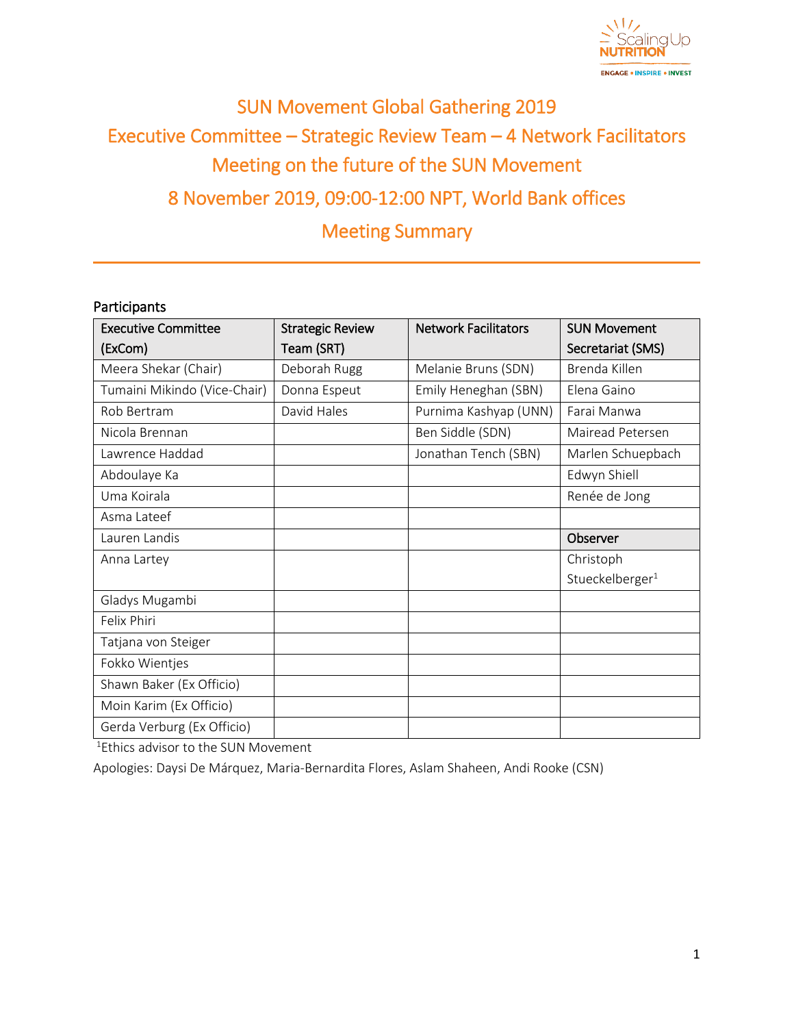# SUN Movement Global Gathering 2019
# Executive Committee – Strategic Review Team – 4 Network Facilitators
# Meeting on the future of the SUN Movement
# 8 November 2019, 09:00-12:00 NPT, World Bank offices
# Meeting Summary

## Participants

| Executive Committee (ExCom) | Strategic Review Team (SRT) | Network Facilitators | SUN Movement Secretariat (SMS) |
|---|---|---|---|
| Meera Shekar (Chair) | Deborah Rugg | Melanie Bruns (SDN) | Brenda Killen |
| Tumaini Mikindo (Vice-Chair) | Donna Espeut | Emily Heneghan (SBN) | Elena Gaino |
| Rob Bertram | David Hales | Purnima Kashyap (UNN) | Farai Manwa |
| Nicola Brennan | | Ben Siddle (SDN) | Mairead Petersen |
| Lawrence Haddad | | Jonathan Tench (SBN) | Marlen Schuepbach |
| Abdoulaye Ka | | | Edwyn Shiell |
| Uma Koirala | | | Renée de Jong |
| Asma Lateef | | | |
| Lauren Landis | | | **Observer** |
| Anna Lartey | | | Christoph Stueckelberger[1] |
| Gladys Mugambi | | | |
| Felix Phiri | | | |
| Tatjana von Steiger | | | |
| Fokko Wientjes | | | |
| Shawn Baker (Ex Officio) | | | |
| Moin Karim (Ex Officio) | | | |
| Gerda Verburg (Ex Officio) | | | |

[1]Ethics advisor to the SUN Movement

Apologies: Daysi De Márquez, Maria-Bernardita Flores, Aslam Shaheen, Andi Rooke (CSN)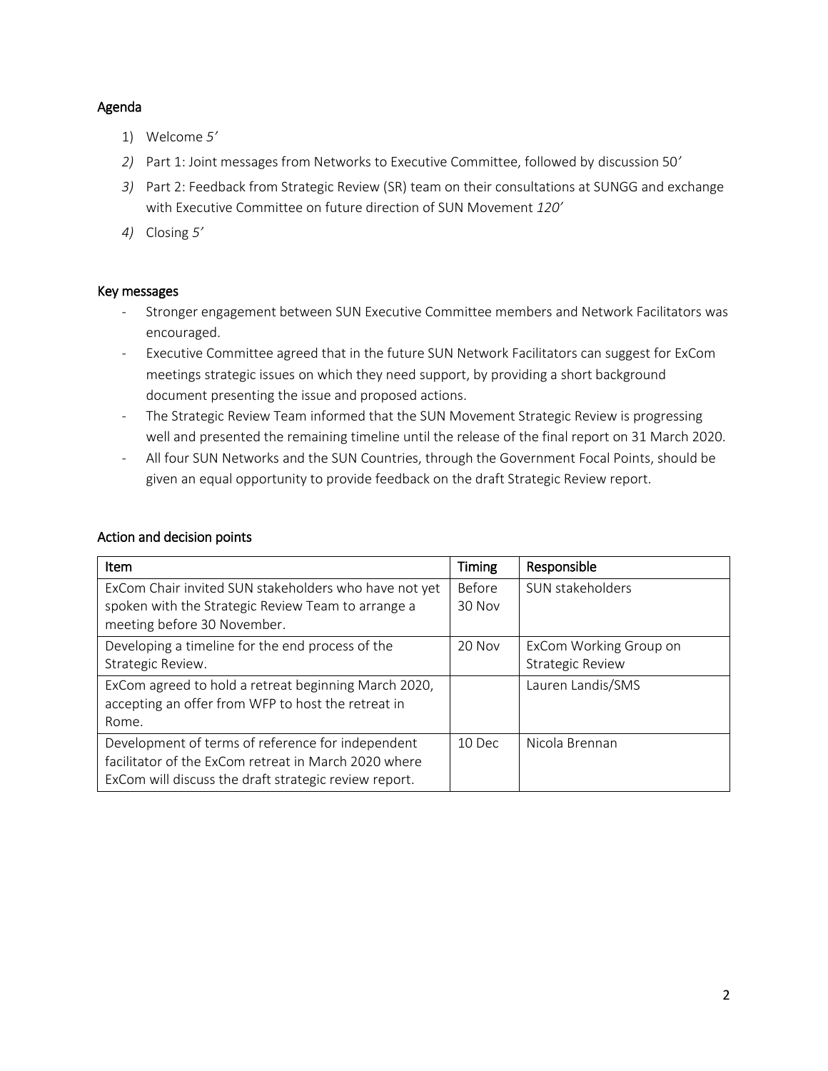## Agenda

1) Welcome *5′*
2) Part 1: Joint messages from Networks to Executive Committee, followed by discussion 50′
3) Part 2: Feedback from Strategic Review (SR) team on their consultations at SUNGG and exchange with Executive Committee on future direction of SUN Movement *120′*
4) Closing *5′*

## Key messages

- Stronger engagement between SUN Executive Committee members and Network Facilitators was encouraged.
- Executive Committee agreed that in the future SUN Network Facilitators can suggest for ExCom meetings strategic issues on which they need support, by providing a short background document presenting the issue and proposed actions.
- The Strategic Review Team informed that the SUN Movement Strategic Review is progressing well and presented the remaining timeline until the release of the final report on 31 March 2020.
- All four SUN Networks and the SUN Countries, through the Government Focal Points, should be given an equal opportunity to provide feedback on the draft Strategic Review report.

## Action and decision points

| Item | Timing | Responsible |
|---|---|---|
| ExCom Chair invited SUN stakeholders who have not yet spoken with the Strategic Review Team to arrange a meeting before 30 November. | Before 30 Nov | SUN stakeholders |
| Developing a timeline for the end process of the Strategic Review. | 20 Nov | ExCom Working Group on Strategic Review |
| ExCom agreed to hold a retreat beginning March 2020, accepting an offer from WFP to host the retreat in Rome. | | Lauren Landis/SMS |
| Development of terms of reference for independent facilitator of the ExCom retreat in March 2020 where ExCom will discuss the draft strategic review report. | 10 Dec | Nicola Brennan |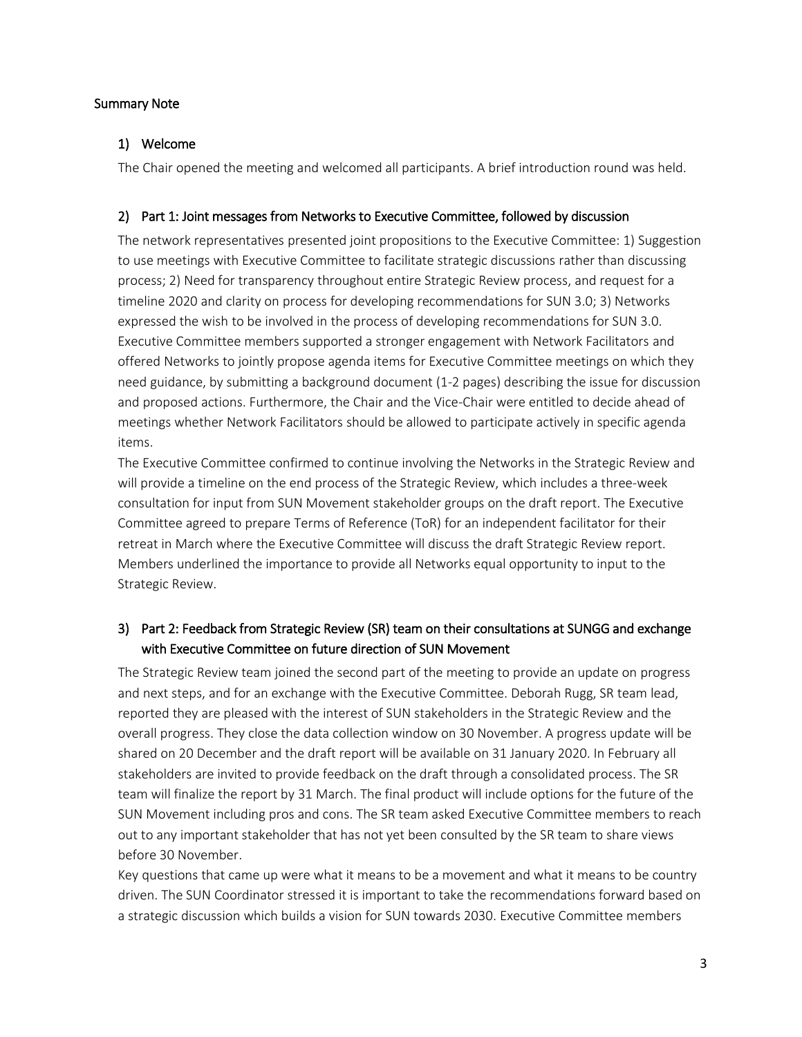Summary Note

## 1) Welcome

The Chair opened the meeting and welcomed all participants. A brief introduction round was held.

## 2) Part 1: Joint messages from Networks to Executive Committee, followed by discussion

The network representatives presented joint propositions to the Executive Committee: 1) Suggestion to use meetings with Executive Committee to facilitate strategic discussions rather than discussing process; 2) Need for transparency throughout entire Strategic Review process, and request for a timeline 2020 and clarity on process for developing recommendations for SUN 3.0; 3) Networks expressed the wish to be involved in the process of developing recommendations for SUN 3.0. Executive Committee members supported a stronger engagement with Network Facilitators and offered Networks to jointly propose agenda items for Executive Committee meetings on which they need guidance, by submitting a background document (1-2 pages) describing the issue for discussion and proposed actions. Furthermore, the Chair and the Vice-Chair were entitled to decide ahead of meetings whether Network Facilitators should be allowed to participate actively in specific agenda items.

The Executive Committee confirmed to continue involving the Networks in the Strategic Review and will provide a timeline on the end process of the Strategic Review, which includes a three-week consultation for input from SUN Movement stakeholder groups on the draft report. The Executive Committee agreed to prepare Terms of Reference (ToR) for an independent facilitator for their retreat in March where the Executive Committee will discuss the draft Strategic Review report. Members underlined the importance to provide all Networks equal opportunity to input to the Strategic Review.

## 3) Part 2: Feedback from Strategic Review (SR) team on their consultations at SUNGG and exchange with Executive Committee on future direction of SUN Movement

The Strategic Review team joined the second part of the meeting to provide an update on progress and next steps, and for an exchange with the Executive Committee. Deborah Rugg, SR team lead, reported they are pleased with the interest of SUN stakeholders in the Strategic Review and the overall progress. They close the data collection window on 30 November. A progress update will be shared on 20 December and the draft report will be available on 31 January 2020. In February all stakeholders are invited to provide feedback on the draft through a consolidated process. The SR team will finalize the report by 31 March. The final product will include options for the future of the SUN Movement including pros and cons. The SR team asked Executive Committee members to reach out to any important stakeholder that has not yet been consulted by the SR team to share views before 30 November.

Key questions that came up were what it means to be a movement and what it means to be country driven. The SUN Coordinator stressed it is important to take the recommendations forward based on a strategic discussion which builds a vision for SUN towards 2030. Executive Committee members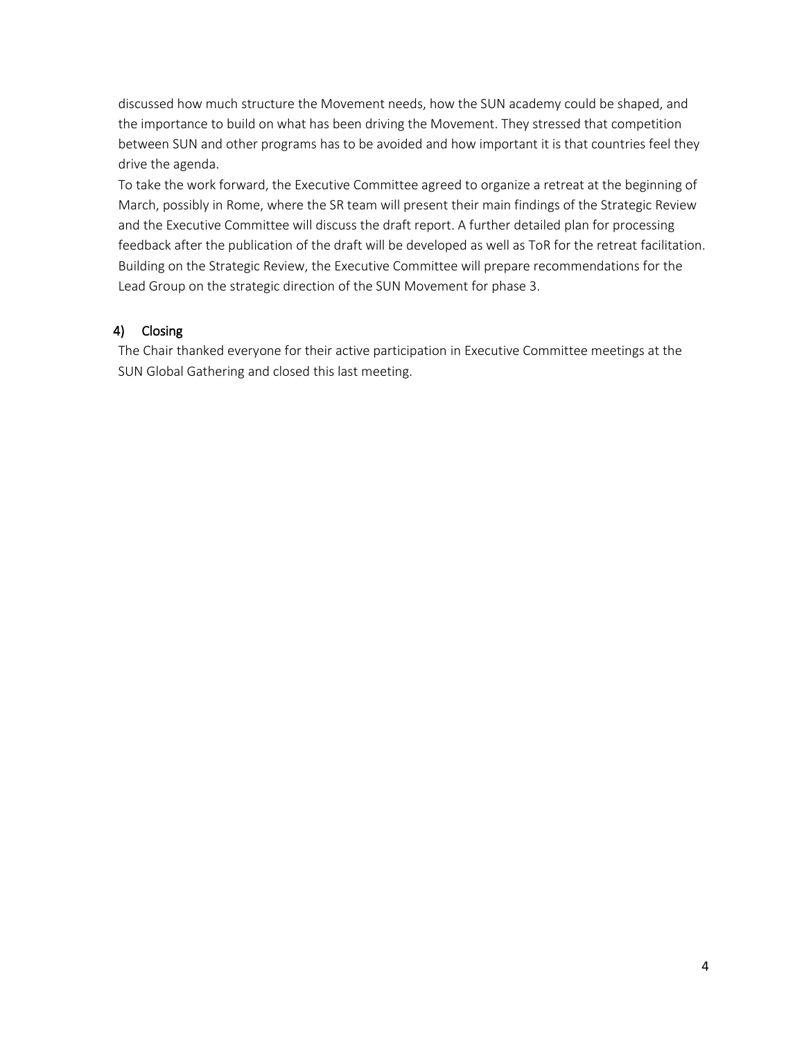discussed how much structure the Movement needs, how the SUN academy could be shaped, and the importance to build on what has been driving the Movement. They stressed that competition between SUN and other programs has to be avoided and how important it is that countries feel they drive the agenda.

To take the work forward, the Executive Committee agreed to organize a retreat at the beginning of March, possibly in Rome, where the SR team will present their main findings of the Strategic Review and the Executive Committee will discuss the draft report. A further detailed plan for processing feedback after the publication of the draft will be developed as well as ToR for the retreat facilitation. Building on the Strategic Review, the Executive Committee will prepare recommendations for the Lead Group on the strategic direction of the SUN Movement for phase 3.

## 4) Closing

The Chair thanked everyone for their active participation in Executive Committee meetings at the SUN Global Gathering and closed this last meeting.